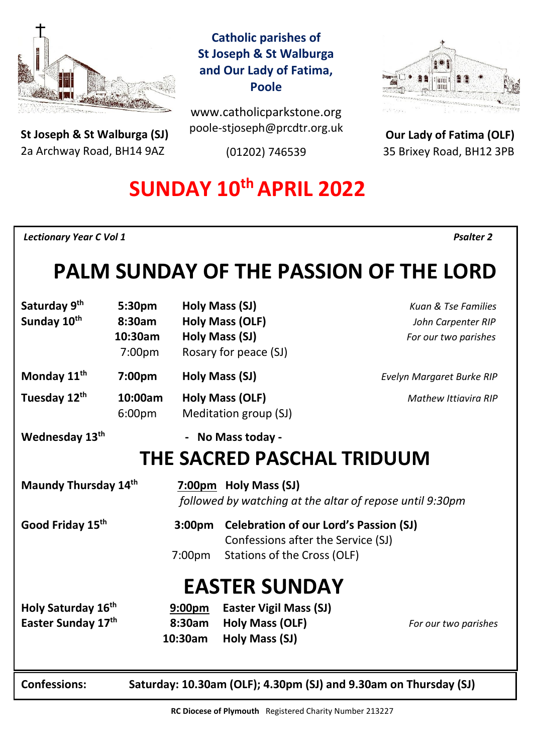**Catholic parishes of St Joseph & St Walburga and Our Lady of Fatima, Poole**

www.catholicparkstone.org
poole-stjoseph@prcdtr.org.uk
(01202) 746539

**St Joseph & St Walburga (SJ)**
2a Archway Road, BH14 9AZ

**Our Lady of Fatima (OLF)**
35 Brixey Road, BH12 3PB

# SUNDAY 10th APRIL 2022

*Lectionary Year C Vol 1* — *Psalter 2*

## PALM SUNDAY OF THE PASSION OF THE LORD

| | | | |
|---|---|---|---|
| **Saturday 9th** | **5:30pm** | **Holy Mass (SJ)** | *Kuan & Tse Families* |
| **Sunday 10th** | **8:30am** | **Holy Mass (OLF)** | *John Carpenter RIP* |
| | **10:30am** | **Holy Mass (SJ)** | *For our two parishes* |
| | 7:00pm | Rosary for peace (SJ) | |
| **Monday 11th** | **7:00pm** | **Holy Mass (SJ)** | *Evelyn Margaret Burke RIP* |
| **Tuesday 12th** | **10:00am** | **Holy Mass (OLF)** | *Mathew Ittiavira RIP* |
| | 6:00pm | Meditation group (SJ) | |
| **Wednesday 13th** | | **- No Mass today -** | |

## THE SACRED PASCHAL TRIDUUM

| | | | |
|---|---|---|---|
| **Maundy Thursday 14th** | **7:00pm** | **Holy Mass (SJ)** *followed by watching at the altar of repose until 9:30pm* | |
| **Good Friday 15th** | **3:00pm** | **Celebration of our Lord's Passion (SJ)** Confessions after the Service (SJ) | |
| | 7:00pm | Stations of the Cross (OLF) | |

## EASTER SUNDAY

| | | | |
|---|---|---|---|
| **Holy Saturday 16th** | **9:00pm** | **Easter Vigil Mass (SJ)** | |
| **Easter Sunday 17th** | **8:30am** | **Holy Mass (OLF)** | *For our two parishes* |
| | **10:30am** | **Holy Mass (SJ)** | |

**Confessions:** **Saturday: 10.30am (OLF); 4.30pm (SJ) and 9.30am on Thursday (SJ)**

**RC Diocese of Plymouth** Registered Charity Number 213227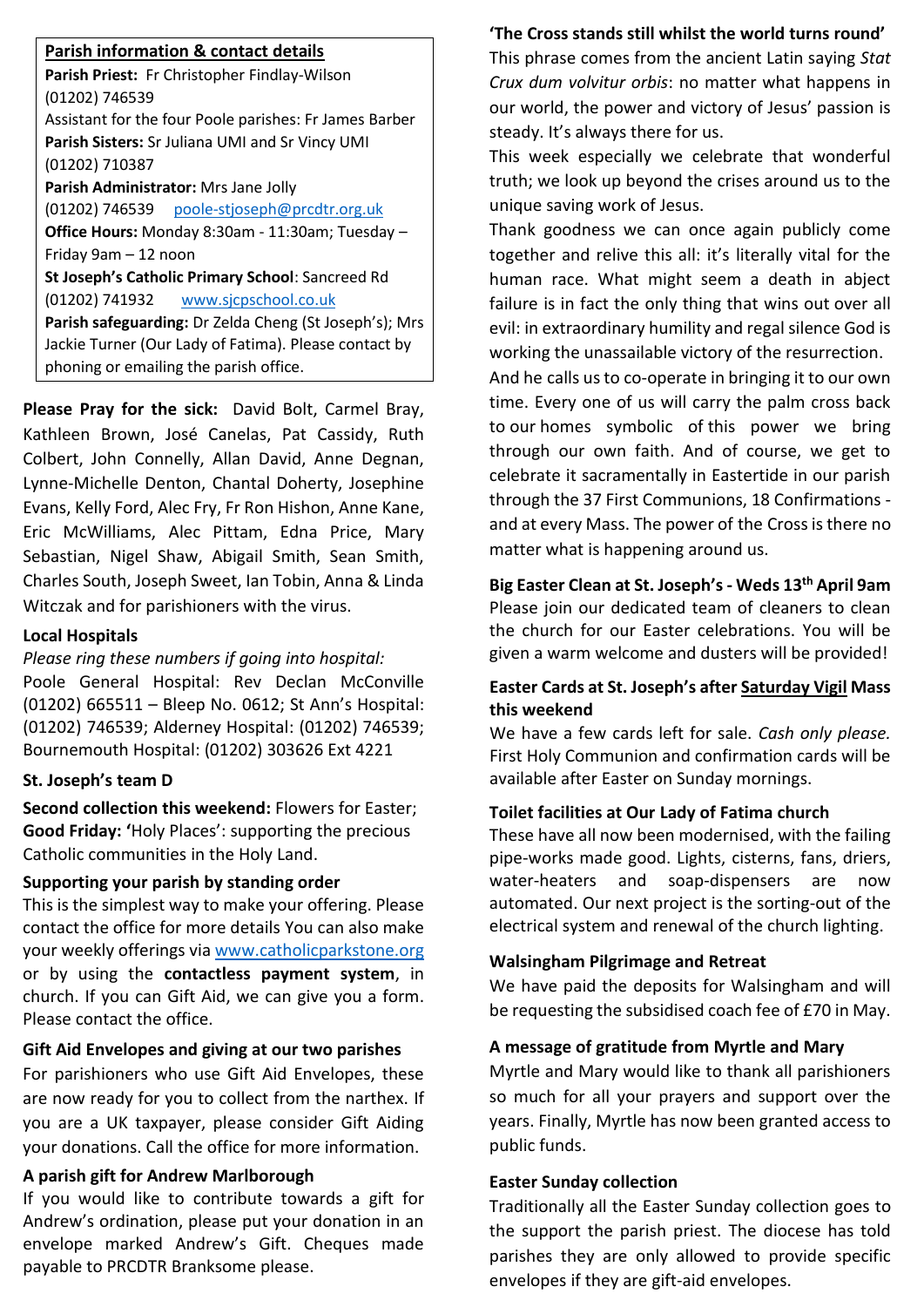## Parish information & contact details

**Parish Priest:** Fr Christopher Findlay-Wilson (01202) 746539

Assistant for the four Poole parishes: Fr James Barber

**Parish Sisters:** Sr Juliana UMI and Sr Vincy UMI (01202) 710387

**Parish Administrator:** Mrs Jane Jolly (01202) 746539 poole-stjoseph@prcdtr.org.uk

**Office Hours:** Monday 8:30am - 11:30am; Tuesday – Friday 9am – 12 noon

**St Joseph's Catholic Primary School**: Sancreed Rd (01202) 741932 www.sjcpschool.co.uk

**Parish safeguarding:** Dr Zelda Cheng (St Joseph's); Mrs Jackie Turner (Our Lady of Fatima). Please contact by phoning or emailing the parish office.

**Please Pray for the sick:** David Bolt, Carmel Bray, Kathleen Brown, José Canelas, Pat Cassidy, Ruth Colbert, John Connelly, Allan David, Anne Degnan, Lynne-Michelle Denton, Chantal Doherty, Josephine Evans, Kelly Ford, Alec Fry, Fr Ron Hishon, Anne Kane, Eric McWilliams, Alec Pittam, Edna Price, Mary Sebastian, Nigel Shaw, Abigail Smith, Sean Smith, Charles South, Joseph Sweet, Ian Tobin, Anna & Linda Witczak and for parishioners with the virus.

### Local Hospitals

*Please ring these numbers if going into hospital:* Poole General Hospital: Rev Declan McConville (01202) 665511 – Bleep No. 0612; St Ann's Hospital: (01202) 746539; Alderney Hospital: (01202) 746539; Bournemouth Hospital: (01202) 303626 Ext 4221

### St. Joseph's team D

**Second collection this weekend:** Flowers for Easter; **Good Friday:** 'Holy Places': supporting the precious Catholic communities in the Holy Land.

### Supporting your parish by standing order

This is the simplest way to make your offering. Please contact the office for more details You can also make your weekly offerings via www.catholicparkstone.org or by using the **contactless payment system**, in church. If you can Gift Aid, we can give you a form. Please contact the office.

### Gift Aid Envelopes and giving at our two parishes

For parishioners who use Gift Aid Envelopes, these are now ready for you to collect from the narthex. If you are a UK taxpayer, please consider Gift Aiding your donations. Call the office for more information.

### A parish gift for Andrew Marlborough

If you would like to contribute towards a gift for Andrew's ordination, please put your donation in an envelope marked Andrew's Gift. Cheques made payable to PRCDTR Branksome please.

### 'The Cross stands still whilst the world turns round'

This phrase comes from the ancient Latin saying *Stat Crux dum volvitur orbis*: no matter what happens in our world, the power and victory of Jesus' passion is steady. It's always there for us.

This week especially we celebrate that wonderful truth; we look up beyond the crises around us to the unique saving work of Jesus.

Thank goodness we can once again publicly come together and relive this all: it's literally vital for the human race. What might seem a death in abject failure is in fact the only thing that wins out over all evil: in extraordinary humility and regal silence God is working the unassailable victory of the resurrection.

And he calls us to co-operate in bringing it to our own time. Every one of us will carry the palm cross back to our homes symbolic of this power we bring through our own faith. And of course, we get to celebrate it sacramentally in Eastertide in our parish through the 37 First Communions, 18 Confirmations - and at every Mass. The power of the Cross is there no matter what is happening around us.

### Big Easter Clean at St. Joseph's - Weds 13th April 9am

Please join our dedicated team of cleaners to clean the church for our Easter celebrations. You will be given a warm welcome and dusters will be provided!

### Easter Cards at St. Joseph's after Saturday Vigil Mass this weekend

We have a few cards left for sale. *Cash only please.* First Holy Communion and confirmation cards will be available after Easter on Sunday mornings.

### Toilet facilities at Our Lady of Fatima church

These have all now been modernised, with the failing pipe-works made good. Lights, cisterns, fans, driers, water-heaters and soap-dispensers are now automated. Our next project is the sorting-out of the electrical system and renewal of the church lighting.

### Walsingham Pilgrimage and Retreat

We have paid the deposits for Walsingham and will be requesting the subsidised coach fee of £70 in May.

### A message of gratitude from Myrtle and Mary

Myrtle and Mary would like to thank all parishioners so much for all your prayers and support over the years. Finally, Myrtle has now been granted access to public funds.

### Easter Sunday collection

Traditionally all the Easter Sunday collection goes to the support the parish priest. The diocese has told parishes they are only allowed to provide specific envelopes if they are gift-aid envelopes.